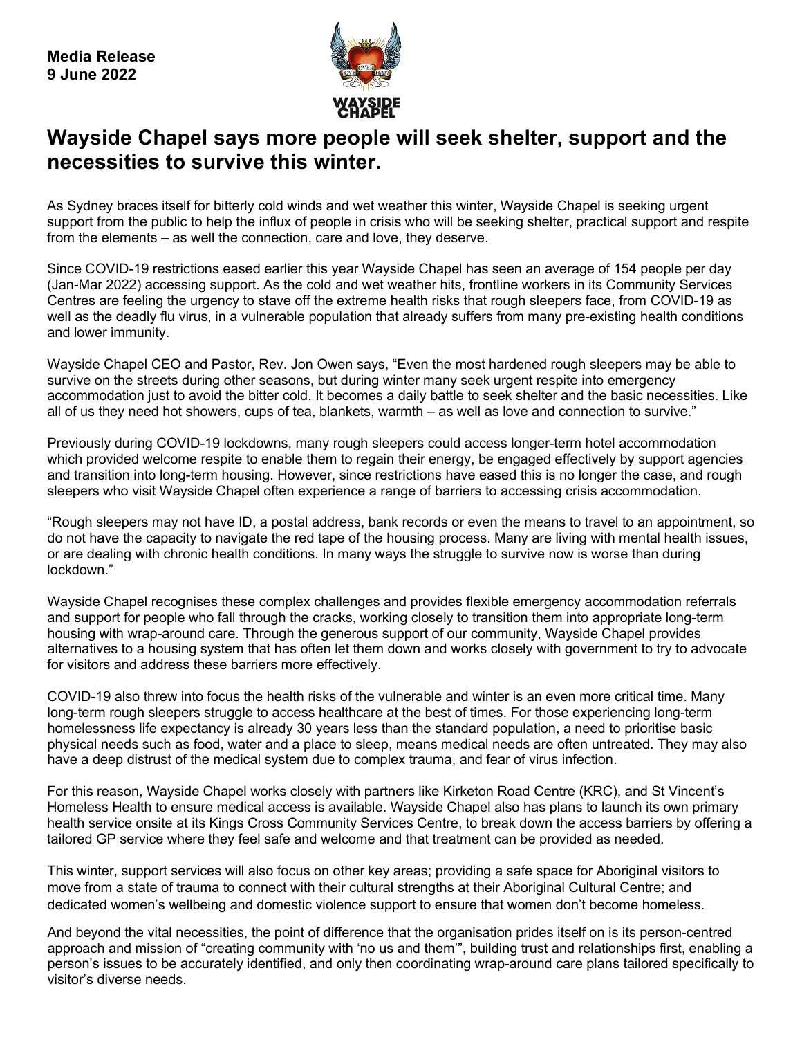**Media Release**
**9 June 2022**

# Wayside Chapel says more people will seek shelter, support and the necessities to survive this winter.

As Sydney braces itself for bitterly cold winds and wet weather this winter, Wayside Chapel is seeking urgent support from the public to help the influx of people in crisis who will be seeking shelter, practical support and respite from the elements – as well the connection, care and love, they deserve.

Since COVID-19 restrictions eased earlier this year Wayside Chapel has seen an average of 154 people per day (Jan-Mar 2022) accessing support. As the cold and wet weather hits, frontline workers in its Community Services Centres are feeling the urgency to stave off the extreme health risks that rough sleepers face, from COVID-19 as well as the deadly flu virus, in a vulnerable population that already suffers from many pre-existing health conditions and lower immunity.

Wayside Chapel CEO and Pastor, Rev. Jon Owen says, "Even the most hardened rough sleepers may be able to survive on the streets during other seasons, but during winter many seek urgent respite into emergency accommodation just to avoid the bitter cold. It becomes a daily battle to seek shelter and the basic necessities. Like all of us they need hot showers, cups of tea, blankets, warmth – as well as love and connection to survive."

Previously during COVID-19 lockdowns, many rough sleepers could access longer-term hotel accommodation which provided welcome respite to enable them to regain their energy, be engaged effectively by support agencies and transition into long-term housing. However, since restrictions have eased this is no longer the case, and rough sleepers who visit Wayside Chapel often experience a range of barriers to accessing crisis accommodation.

"Rough sleepers may not have ID, a postal address, bank records or even the means to travel to an appointment, so do not have the capacity to navigate the red tape of the housing process. Many are living with mental health issues, or are dealing with chronic health conditions. In many ways the struggle to survive now is worse than during lockdown."

Wayside Chapel recognises these complex challenges and provides flexible emergency accommodation referrals and support for people who fall through the cracks, working closely to transition them into appropriate long-term housing with wrap-around care. Through the generous support of our community, Wayside Chapel provides alternatives to a housing system that has often let them down and works closely with government to try to advocate for visitors and address these barriers more effectively.

COVID-19 also threw into focus the health risks of the vulnerable and winter is an even more critical time. Many long-term rough sleepers struggle to access healthcare at the best of times. For those experiencing long-term homelessness life expectancy is already 30 years less than the standard population, a need to prioritise basic physical needs such as food, water and a place to sleep, means medical needs are often untreated. They may also have a deep distrust of the medical system due to complex trauma, and fear of virus infection.

For this reason, Wayside Chapel works closely with partners like Kirketon Road Centre (KRC), and St Vincent's Homeless Health to ensure medical access is available. Wayside Chapel also has plans to launch its own primary health service onsite at its Kings Cross Community Services Centre, to break down the access barriers by offering a tailored GP service where they feel safe and welcome and that treatment can be provided as needed.

This winter, support services will also focus on other key areas; providing a safe space for Aboriginal visitors to move from a state of trauma to connect with their cultural strengths at their Aboriginal Cultural Centre; and dedicated women's wellbeing and domestic violence support to ensure that women don't become homeless.

And beyond the vital necessities, the point of difference that the organisation prides itself on is its person-centred approach and mission of "creating community with 'no us and them'", building trust and relationships first, enabling a person's issues to be accurately identified, and only then coordinating wrap-around care plans tailored specifically to visitor's diverse needs.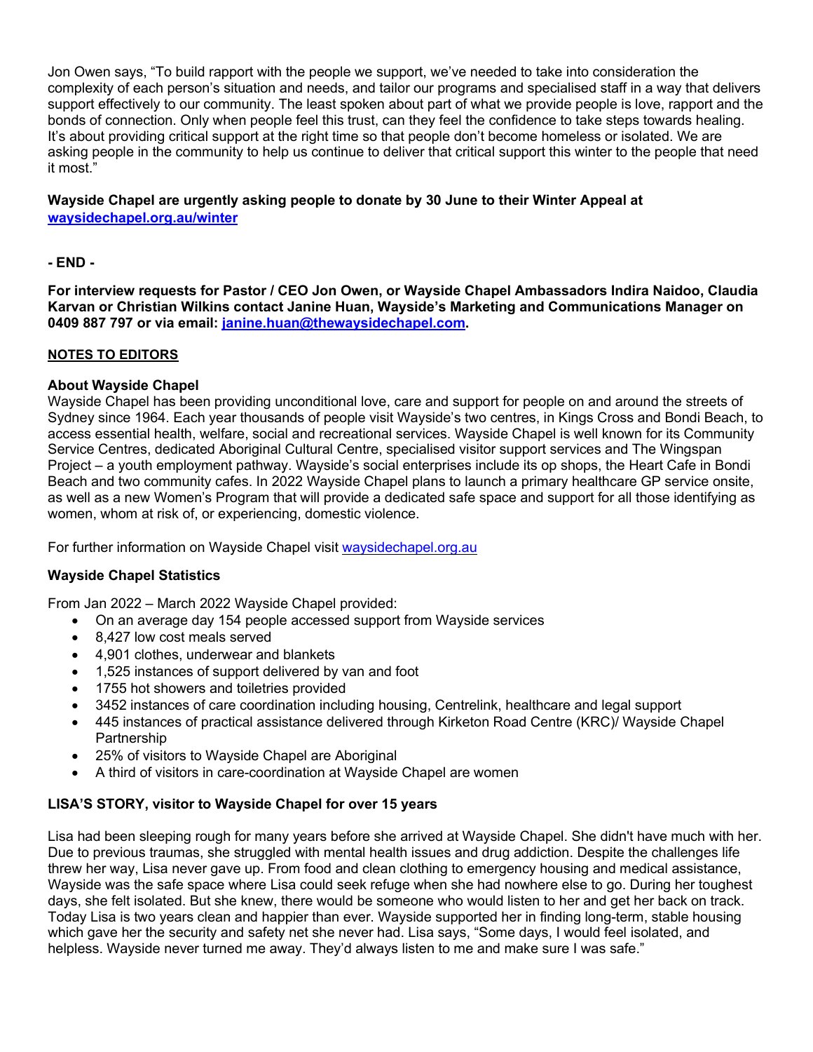Jon Owen says, "To build rapport with the people we support, we've needed to take into consideration the complexity of each person's situation and needs, and tailor our programs and specialised staff in a way that delivers support effectively to our community. The least spoken about part of what we provide people is love, rapport and the bonds of connection. Only when people feel this trust, can they feel the confidence to take steps towards healing. It's about providing critical support at the right time so that people don't become homeless or isolated. We are asking people in the community to help us continue to deliver that critical support this winter to the people that need it most."

**Wayside Chapel are urgently asking people to donate by 30 June to their Winter Appeal at [waysidechapel.org.au/winter](waysidechapel.org.au/winter)**

**- END -**

**For interview requests for Pastor / CEO Jon Owen, or Wayside Chapel Ambassadors Indira Naidoo, Claudia Karvan or Christian Wilkins contact Janine Huan, Wayside's Marketing and Communications Manager on 0409 887 797 or via email: [janine.huan@thewaysidechapel.com](mailto:janine.huan@thewaysidechapel.com).**

**<u>NOTES TO EDITORS</u>**

**About Wayside Chapel**

Wayside Chapel has been providing unconditional love, care and support for people on and around the streets of Sydney since 1964. Each year thousands of people visit Wayside's two centres, in Kings Cross and Bondi Beach, to access essential health, welfare, social and recreational services. Wayside Chapel is well known for its Community Service Centres, dedicated Aboriginal Cultural Centre, specialised visitor support services and The Wingspan Project – a youth employment pathway. Wayside's social enterprises include its op shops, the Heart Cafe in Bondi Beach and two community cafes. In 2022 Wayside Chapel plans to launch a primary healthcare GP service onsite, as well as a new Women's Program that will provide a dedicated safe space and support for all those identifying as women, whom at risk of, or experiencing, domestic violence.

For further information on Wayside Chapel visit [waysidechapel.org.au](waysidechapel.org.au)

**Wayside Chapel Statistics**

From Jan 2022 – March 2022 Wayside Chapel provided:

- On an average day 154 people accessed support from Wayside services
- 8,427 low cost meals served
- 4,901 clothes, underwear and blankets
- 1,525 instances of support delivered by van and foot
- 1755 hot showers and toiletries provided
- 3452 instances of care coordination including housing, Centrelink, healthcare and legal support
- 445 instances of practical assistance delivered through Kirketon Road Centre (KRC)/ Wayside Chapel Partnership
- 25% of visitors to Wayside Chapel are Aboriginal
- A third of visitors in care-coordination at Wayside Chapel are women

**LISA'S STORY, visitor to Wayside Chapel for over 15 years**

Lisa had been sleeping rough for many years before she arrived at Wayside Chapel. She didn't have much with her. Due to previous traumas, she struggled with mental health issues and drug addiction. Despite the challenges life threw her way, Lisa never gave up. From food and clean clothing to emergency housing and medical assistance, Wayside was the safe space where Lisa could seek refuge when she had nowhere else to go. During her toughest days, she felt isolated. But she knew, there would be someone who would listen to her and get her back on track. Today Lisa is two years clean and happier than ever. Wayside supported her in finding long-term, stable housing which gave her the security and safety net she never had. Lisa says, "Some days, I would feel isolated, and helpless. Wayside never turned me away. They'd always listen to me and make sure I was safe."